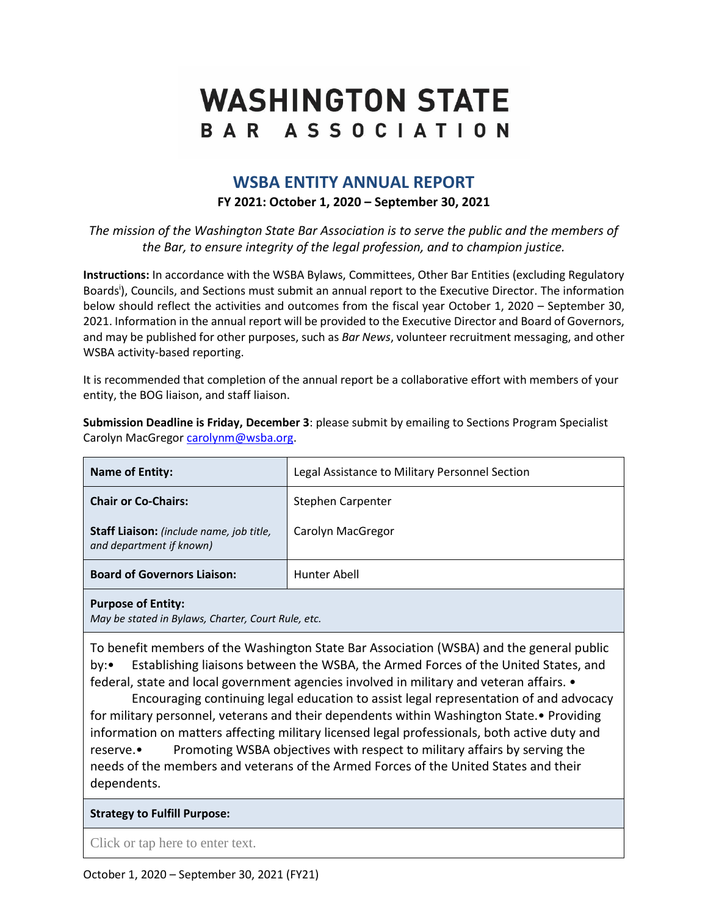# WASHINGTON STATE BAR ASSOCIATION

## WSBA ENTITY ANNUAL REPORT

**FY 2021: October 1, 2020 – September 30, 2021**

*The mission of the Washington State Bar Association is to serve the public and the members of the Bar, to ensure integrity of the legal profession, and to champion justice.*

**Instructions:** In accordance with the WSBA Bylaws, Committees, Other Bar Entities (excluding Regulatory Boards[i]), Councils, and Sections must submit an annual report to the Executive Director. The information below should reflect the activities and outcomes from the fiscal year October 1, 2020 – September 30, 2021. Information in the annual report will be provided to the Executive Director and Board of Governors, and may be published for other purposes, such as *Bar News*, volunteer recruitment messaging, and other WSBA activity-based reporting.

It is recommended that completion of the annual report be a collaborative effort with members of your entity, the BOG liaison, and staff liaison.

**Submission Deadline is Friday, December 3**: please submit by emailing to Sections Program Specialist Carolyn MacGregor carolynm@wsba.org.

| **Name of Entity:** | Legal Assistance to Military Personnel Section |
|---|---|
| **Chair or Co-Chairs:** | Stephen Carpenter |
| **Staff Liaison:** *(include name, job title, and department if known)* | Carolyn MacGregor |
| **Board of Governors Liaison:** | Hunter Abell |

**Purpose of Entity:**
*May be stated in Bylaws, Charter, Court Rule, etc.*

To benefit members of the Washington State Bar Association (WSBA) and the general public by:• Establishing liaisons between the WSBA, the Armed Forces of the United States, and federal, state and local government agencies involved in military and veteran affairs. • Encouraging continuing legal education to assist legal representation of and advocacy for military personnel, veterans and their dependents within Washington State.• Providing information on matters affecting military licensed legal professionals, both active duty and reserve.• Promoting WSBA objectives with respect to military affairs by serving the needs of the members and veterans of the Armed Forces of the United States and their dependents.

**Strategy to Fulfill Purpose:**

Click or tap here to enter text.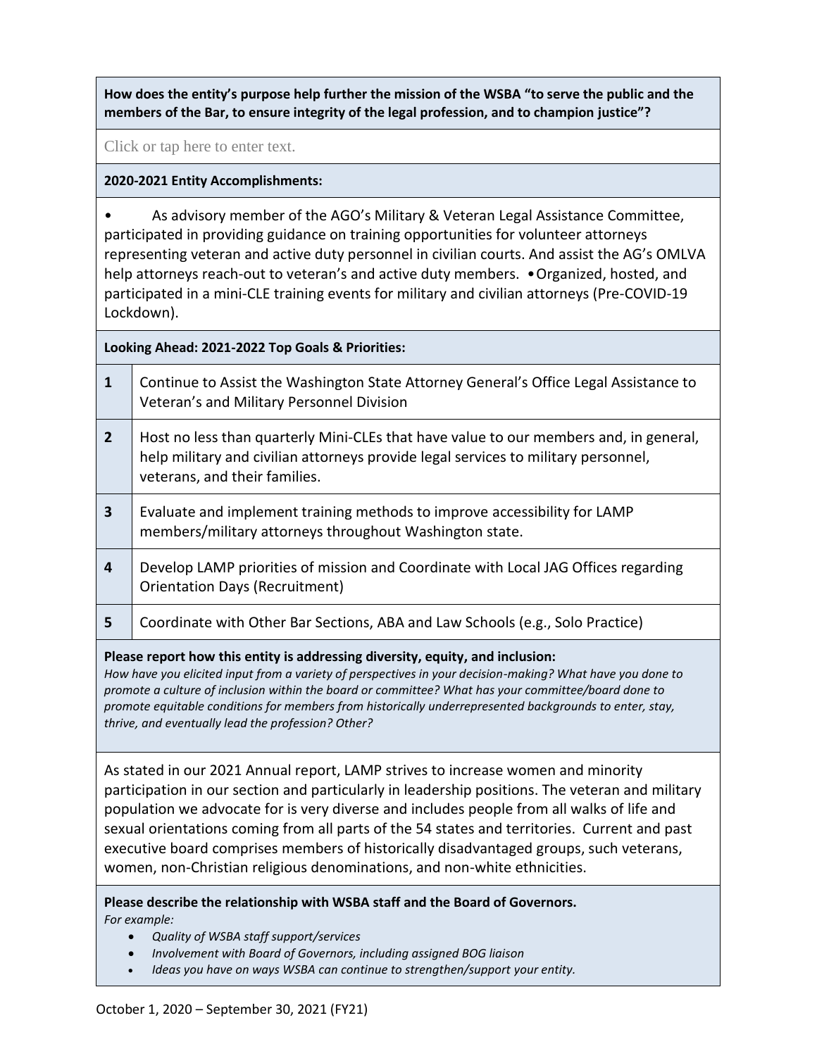**How does the entity's purpose help further the mission of the WSBA "to serve the public and the members of the Bar, to ensure integrity of the legal profession, and to champion justice"?**

Click or tap here to enter text.

**2020-2021 Entity Accomplishments:**

• As advisory member of the AGO's Military & Veteran Legal Assistance Committee, participated in providing guidance on training opportunities for volunteer attorneys representing veteran and active duty personnel in civilian courts. And assist the AG's OMLVA help attorneys reach-out to veteran's and active duty members. • Organized, hosted, and participated in a mini-CLE training events for military and civilian attorneys (Pre-COVID-19 Lockdown).

**Looking Ahead: 2021-2022 Top Goals & Priorities:**

| | |
|---|---|
| **1** | Continue to Assist the Washington State Attorney General's Office Legal Assistance to Veteran's and Military Personnel Division |
| **2** | Host no less than quarterly Mini-CLEs that have value to our members and, in general, help military and civilian attorneys provide legal services to military personnel, veterans, and their families. |
| **3** | Evaluate and implement training methods to improve accessibility for LAMP members/military attorneys throughout Washington state. |
| **4** | Develop LAMP priorities of mission and Coordinate with Local JAG Offices regarding Orientation Days (Recruitment) |
| **5** | Coordinate with Other Bar Sections, ABA and Law Schools (e.g., Solo Practice) |

**Please report how this entity is addressing diversity, equity, and inclusion:**
*How have you elicited input from a variety of perspectives in your decision-making? What have you done to promote a culture of inclusion within the board or committee? What has your committee/board done to promote equitable conditions for members from historically underrepresented backgrounds to enter, stay, thrive, and eventually lead the profession? Other?*

As stated in our 2021 Annual report, LAMP strives to increase women and minority participation in our section and particularly in leadership positions. The veteran and military population we advocate for is very diverse and includes people from all walks of life and sexual orientations coming from all parts of the 54 states and territories. Current and past executive board comprises members of historically disadvantaged groups, such veterans, women, non-Christian religious denominations, and non-white ethnicities.

**Please describe the relationship with WSBA staff and the Board of Governors.**
*For example:*

- *Quality of WSBA staff support/services*
- *Involvement with Board of Governors, including assigned BOG liaison*
- *Ideas you have on ways WSBA can continue to strengthen/support your entity.*

October 1, 2020 – September 30, 2021 (FY21)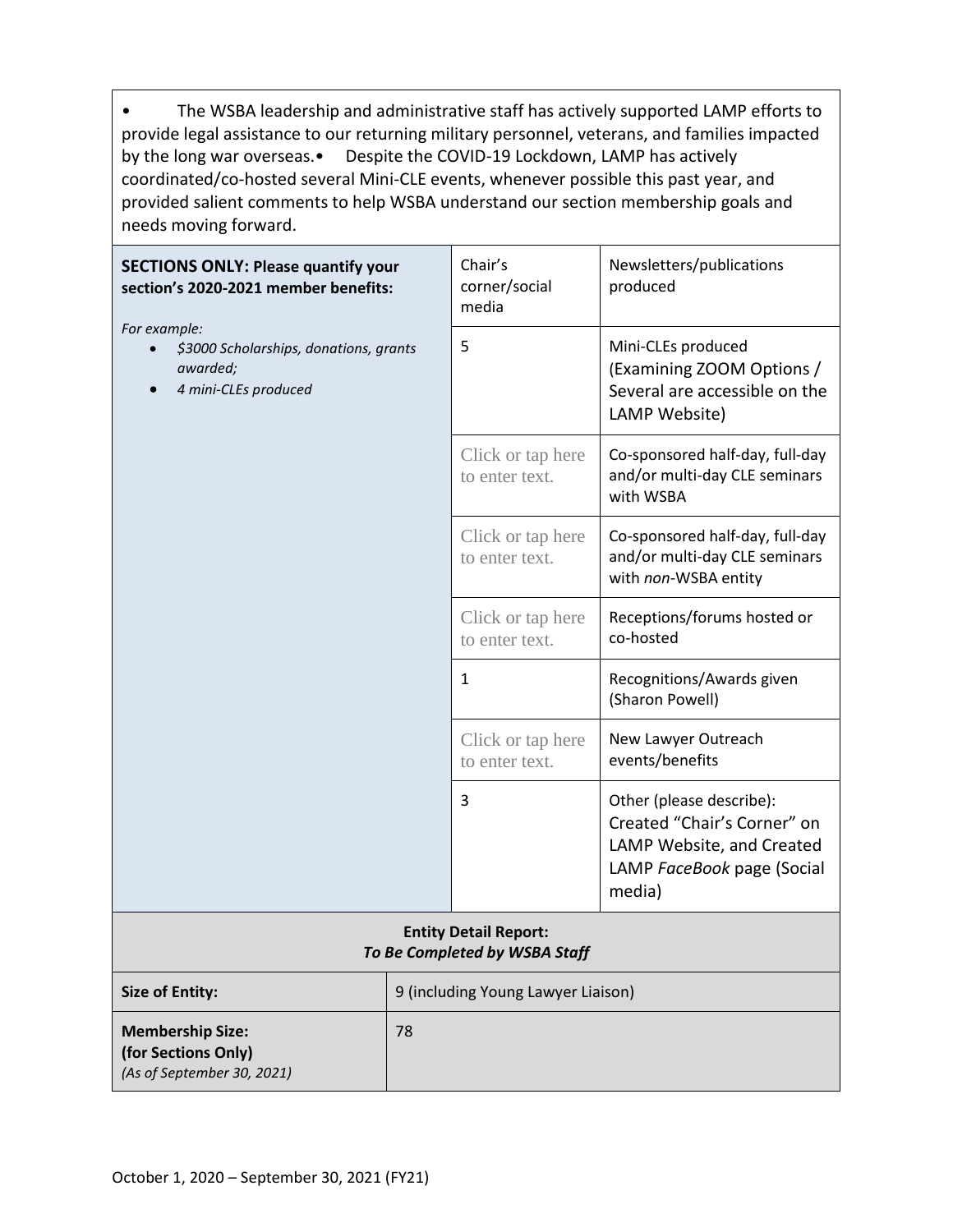- The WSBA leadership and administrative staff has actively supported LAMP efforts to provide legal assistance to our returning military personnel, veterans, and families impacted by the long war overseas.
- Despite the COVID-19 Lockdown, LAMP has actively coordinated/co-hosted several Mini-CLE events, whenever possible this past year, and provided salient comments to help WSBA understand our section membership goals and needs moving forward.

| **SECTIONS ONLY: Please quantify your section's 2020-2021 member benefits:** *For example:* <ul><li>*$3000 Scholarships, donations, grants awarded;*</li><li>*4 mini-CLEs produced*</li></ul> | | |
|---|---|---|
| | Chair's corner/social media | Newsletters/publications produced |
| | 5 | Mini-CLEs produced (Examining ZOOM Options / Several are accessible on the LAMP Website) |
| | Click or tap here to enter text. | Co-sponsored half-day, full-day and/or multi-day CLE seminars with WSBA |
| | Click or tap here to enter text. | Co-sponsored half-day, full-day and/or multi-day CLE seminars with *non*-WSBA entity |
| | Click or tap here to enter text. | Receptions/forums hosted or co-hosted |
| | 1 | Recognitions/Awards given (Sharon Powell) |
| | Click or tap here to enter text. | New Lawyer Outreach events/benefits |
| | 3 | Other (please describe): Created "Chair's Corner" on LAMP Website, and Created LAMP *FaceBook* page (Social media) |

| **Entity Detail Report:** ***To Be Completed by WSBA Staff*** | |
|---|---|
| **Size of Entity:** | 9 (including Young Lawyer Liaison) |
| **Membership Size: (for Sections Only)** *(As of September 30, 2021)* | 78 |

October 1, 2020 – September 30, 2021 (FY21)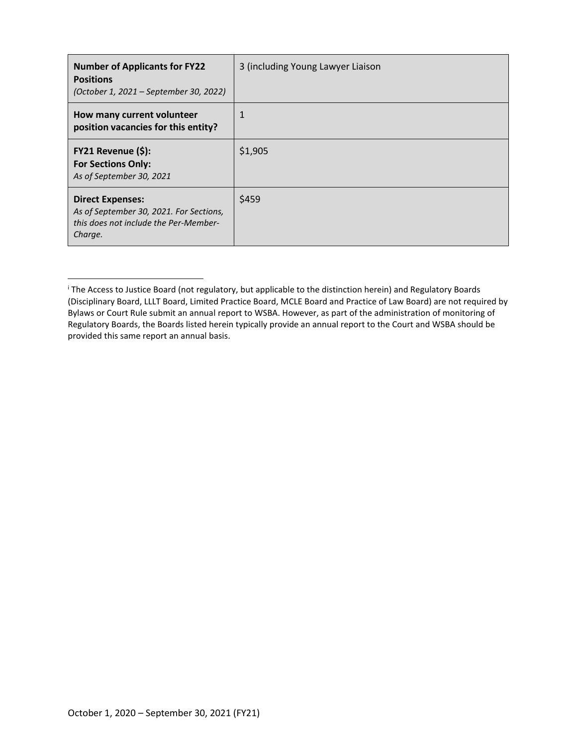| | |
|---|---|
| **Number of Applicants for FY22 Positions** *(October 1, 2021 – September 30, 2022)* | 3 (including Young Lawyer Liaison |
| **How many current volunteer position vacancies for this entity?** | 1 |
| **FY21 Revenue ($): For Sections Only:** *As of September 30, 2021* | $1,905 |
| **Direct Expenses:** *As of September 30, 2021. For Sections, this does not include the Per-Member-Charge.* | $459 |

---

[i] The Access to Justice Board (not regulatory, but applicable to the distinction herein) and Regulatory Boards (Disciplinary Board, LLLT Board, Limited Practice Board, MCLE Board and Practice of Law Board) are not required by Bylaws or Court Rule submit an annual report to WSBA. However, as part of the administration of monitoring of Regulatory Boards, the Boards listed herein typically provide an annual report to the Court and WSBA should be provided this same report an annual basis.